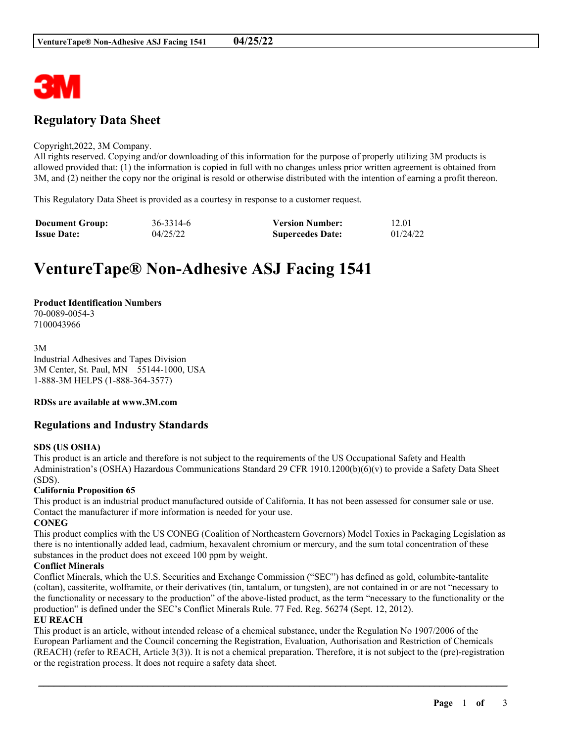## Regulatory Data Sheet

Copyright,2022, 3M Company.
All rights reserved. Copying and/or downloading of this information for the purpose of properly utilizing 3M products is allowed provided that: (1) the information is copied in full with no changes unless prior written agreement is obtained from 3M, and (2) neither the copy nor the original is resold or otherwise distributed with the intention of earning a profit thereon.

This Regulatory Data Sheet is provided as a courtesy in response to a customer request.

| **Document Group:** | 36-3314-6 | **Version Number:** | 12.01 |
|---|---|---|---|
| **Issue Date:** | 04/25/22 | **Supercedes Date:** | 01/24/22 |

# VentureTape® Non-Adhesive ASJ Facing 1541

**Product Identification Numbers**
70-0089-0054-3
7100043966

3M
Industrial Adhesives and Tapes Division
3M Center, St. Paul, MN 55144-1000, USA
1-888-3M HELPS (1-888-364-3577)

**RDSs are available at www.3M.com**

## Regulations and Industry Standards

**SDS (US OSHA)**
This product is an article and therefore is not subject to the requirements of the US Occupational Safety and Health Administration's (OSHA) Hazardous Communications Standard 29 CFR 1910.1200(b)(6)(v) to provide a Safety Data Sheet (SDS).

**California Proposition 65**
This product is an industrial product manufactured outside of California. It has not been assessed for consumer sale or use. Contact the manufacturer if more information is needed for your use.

**CONEG**
This product complies with the US CONEG (Coalition of Northeastern Governors) Model Toxics in Packaging Legislation as there is no intentionally added lead, cadmium, hexavalent chromium or mercury, and the sum total concentration of these substances in the product does not exceed 100 ppm by weight.

**Conflict Minerals**
Conflict Minerals, which the U.S. Securities and Exchange Commission ("SEC") has defined as gold, columbite-tantalite (coltan), cassiterite, wolframite, or their derivatives (tin, tantalum, or tungsten), are not contained in or are not "necessary to the functionality or necessary to the production" of the above-listed product, as the term "necessary to the functionality or the production" is defined under the SEC's Conflict Minerals Rule. 77 Fed. Reg. 56274 (Sept. 12, 2012).

**EU REACH**
This product is an article, without intended release of a chemical substance, under the Regulation No 1907/2006 of the European Parliament and the Council concerning the Registration, Evaluation, Authorisation and Restriction of Chemicals (REACH) (refer to REACH, Article 3(3)). It is not a chemical preparation. Therefore, it is not subject to the (pre)-registration or the registration process. It does not require a safety data sheet.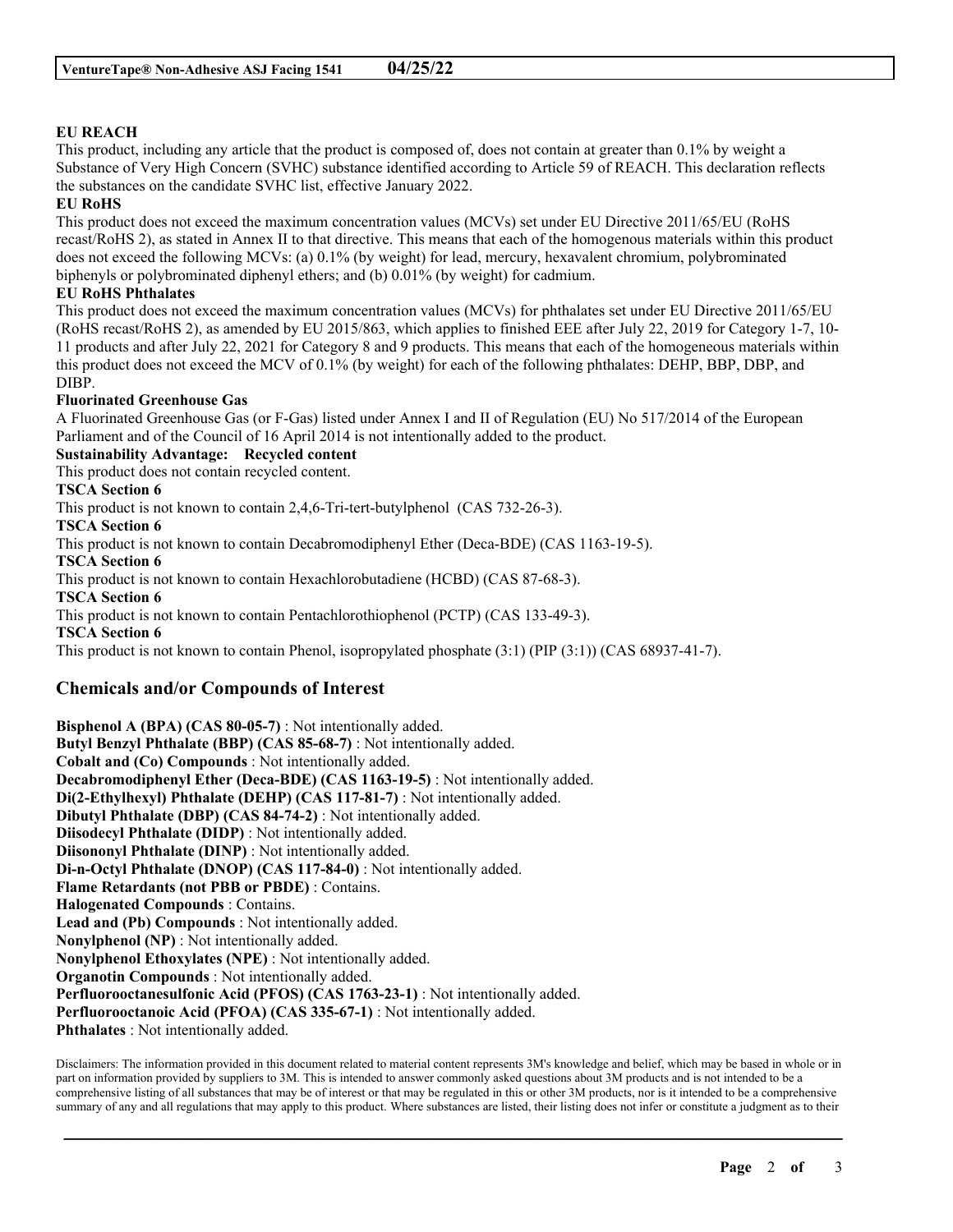**EU REACH**

This product, including any article that the product is composed of, does not contain at greater than 0.1% by weight a Substance of Very High Concern (SVHC) substance identified according to Article 59 of REACH. This declaration reflects the substances on the candidate SVHC list, effective January 2022.

**EU RoHS**

This product does not exceed the maximum concentration values (MCVs) set under EU Directive 2011/65/EU (RoHS recast/RoHS 2), as stated in Annex II to that directive. This means that each of the homogenous materials within this product does not exceed the following MCVs: (a) 0.1% (by weight) for lead, mercury, hexavalent chromium, polybrominated biphenyls or polybrominated diphenyl ethers; and (b) 0.01% (by weight) for cadmium.

**EU RoHS Phthalates**

This product does not exceed the maximum concentration values (MCVs) for phthalates set under EU Directive 2011/65/EU (RoHS recast/RoHS 2), as amended by EU 2015/863, which applies to finished EEE after July 22, 2019 for Category 1-7, 10-11 products and after July 22, 2021 for Category 8 and 9 products. This means that each of the homogeneous materials within this product does not exceed the MCV of 0.1% (by weight) for each of the following phthalates: DEHP, BBP, DBP, and DIBP.

**Fluorinated Greenhouse Gas**

A Fluorinated Greenhouse Gas (or F-Gas) listed under Annex I and II of Regulation (EU) No 517/2014 of the European Parliament and of the Council of 16 April 2014 is not intentionally added to the product.

**Sustainability Advantage: Recycled content**

This product does not contain recycled content.

**TSCA Section 6**

This product is not known to contain 2,4,6-Tri-tert-butylphenol (CAS 732-26-3).

**TSCA Section 6**

This product is not known to contain Decabromodiphenyl Ether (Deca-BDE) (CAS 1163-19-5).

**TSCA Section 6**

This product is not known to contain Hexachlorobutadiene (HCBD) (CAS 87-68-3).

**TSCA Section 6**

This product is not known to contain Pentachlorothiophenol (PCTP) (CAS 133-49-3).

**TSCA Section 6**

This product is not known to contain Phenol, isopropylated phosphate (3:1) (PIP (3:1)) (CAS 68937-41-7).

## Chemicals and/or Compounds of Interest

**Bisphenol A (BPA) (CAS 80-05-7)** : Not intentionally added.
**Butyl Benzyl Phthalate (BBP) (CAS 85-68-7)** : Not intentionally added.
**Cobalt and (Co) Compounds** : Not intentionally added.
**Decabromodiphenyl Ether (Deca-BDE) (CAS 1163-19-5)** : Not intentionally added.
**Di(2-Ethylhexyl) Phthalate (DEHP) (CAS 117-81-7)** : Not intentionally added.
**Dibutyl Phthalate (DBP) (CAS 84-74-2)** : Not intentionally added.
**Diisodecyl Phthalate (DIDP)** : Not intentionally added.
**Diisononyl Phthalate (DINP)** : Not intentionally added.
**Di-n-Octyl Phthalate (DNOP) (CAS 117-84-0)** : Not intentionally added.
**Flame Retardants (not PBB or PBDE)** : Contains.
**Halogenated Compounds** : Contains.
**Lead and (Pb) Compounds** : Not intentionally added.
**Nonylphenol (NP)** : Not intentionally added.
**Nonylphenol Ethoxylates (NPE)** : Not intentionally added.
**Organotin Compounds** : Not intentionally added.
**Perfluorooctanesulfonic Acid (PFOS) (CAS 1763-23-1)** : Not intentionally added.
**Perfluorooctanoic Acid (PFOA) (CAS 335-67-1)** : Not intentionally added.
**Phthalates** : Not intentionally added.

Disclaimers: The information provided in this document related to material content represents 3M's knowledge and belief, which may be based in whole or in part on information provided by suppliers to 3M. This is intended to answer commonly asked questions about 3M products and is not intended to be a comprehensive listing of all substances that may be of interest or that may be regulated in this or other 3M products, nor is it intended to be a comprehensive summary of any and all regulations that may apply to this product. Where substances are listed, their listing does not infer or constitute a judgment as to their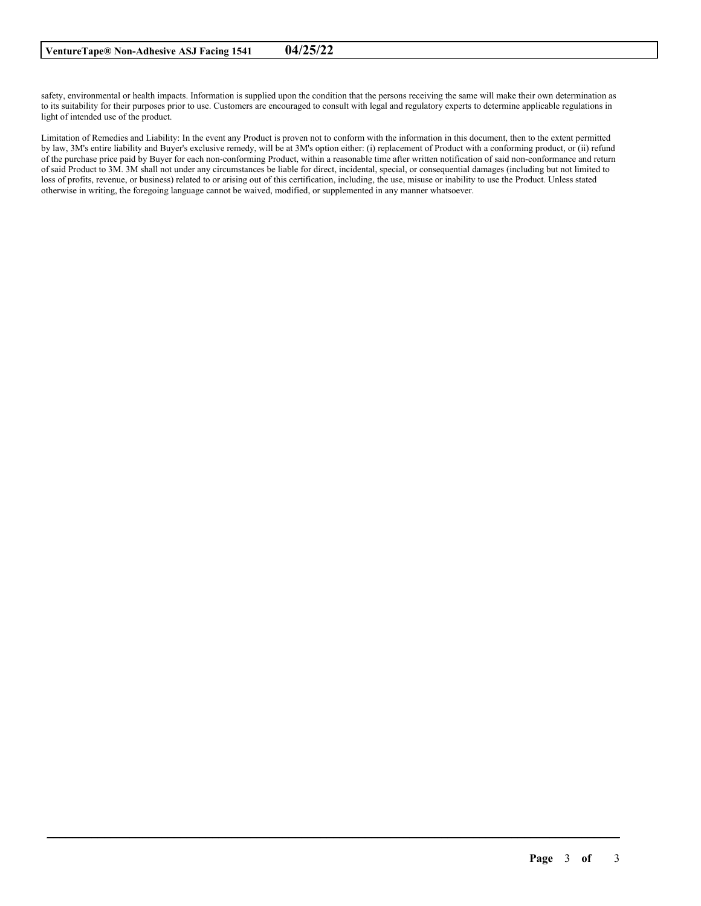safety, environmental or health impacts. Information is supplied upon the condition that the persons receiving the same will make their own determination as to its suitability for their purposes prior to use. Customers are encouraged to consult with legal and regulatory experts to determine applicable regulations in light of intended use of the product.

Limitation of Remedies and Liability: In the event any Product is proven not to conform with the information in this document, then to the extent permitted by law, 3M's entire liability and Buyer's exclusive remedy, will be at 3M's option either: (i) replacement of Product with a conforming product, or (ii) refund of the purchase price paid by Buyer for each non-conforming Product, within a reasonable time after written notification of said non-conformance and return of said Product to 3M. 3M shall not under any circumstances be liable for direct, incidental, special, or consequential damages (including but not limited to loss of profits, revenue, or business) related to or arising out of this certification, including, the use, misuse or inability to use the Product. Unless stated otherwise in writing, the foregoing language cannot be waived, modified, or supplemented in any manner whatsoever.